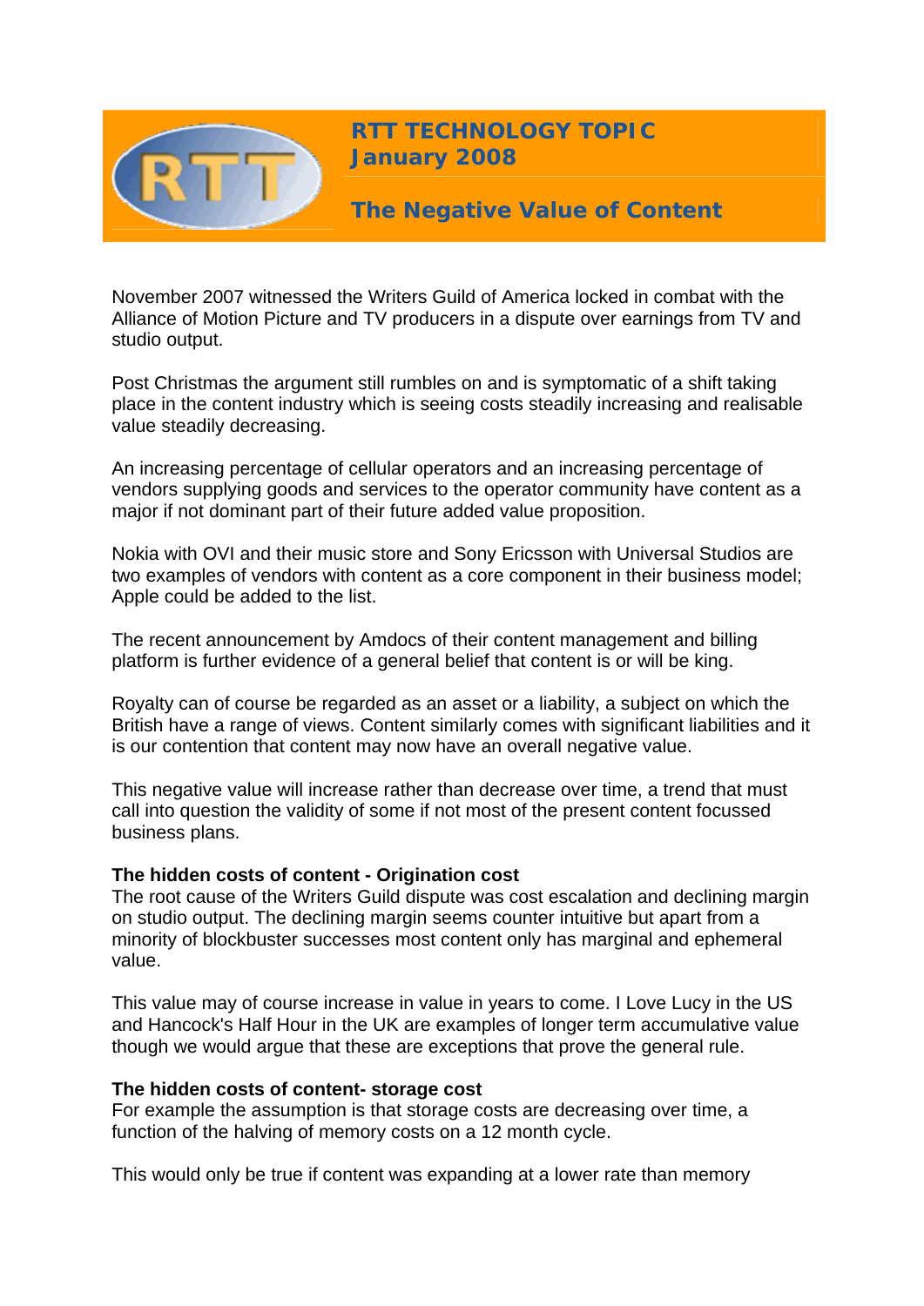# RTT TECHNOLOGY TOPIC
## January 2008

## The Negative Value of Content

November 2007 witnessed the Writers Guild of America locked in combat with the Alliance of Motion Picture and TV producers in a dispute over earnings from TV and studio output.

Post Christmas the argument still rumbles on and is symptomatic of a shift taking place in the content industry which is seeing costs steadily increasing and realisable value steadily decreasing.

An increasing percentage of cellular operators and an increasing percentage of vendors supplying goods and services to the operator community have content as a major if not dominant part of their future added value proposition.

Nokia with OVI and their music store and Sony Ericsson with Universal Studios are two examples of vendors with content as a core component in their business model; Apple could be added to the list.

The recent announcement by Amdocs of their content management and billing platform is further evidence of a general belief that content is or will be king.

Royalty can of course be regarded as an asset or a liability, a subject on which the British have a range of views. Content similarly comes with significant liabilities and it is our contention that content may now have an overall negative value.

This negative value will increase rather than decrease over time, a trend that must call into question the validity of some if not most of the present content focussed business plans.

**The hidden costs of content - Origination cost**

The root cause of the Writers Guild dispute was cost escalation and declining margin on studio output. The declining margin seems counter intuitive but apart from a minority of blockbuster successes most content only has marginal and ephemeral value.

This value may of course increase in value in years to come. I Love Lucy in the US and Hancock's Half Hour in the UK are examples of longer term accumulative value though we would argue that these are exceptions that prove the general rule.

**The hidden costs of content- storage cost**

For example the assumption is that storage costs are decreasing over time, a function of the halving of memory costs on a 12 month cycle.

This would only be true if content was expanding at a lower rate than memory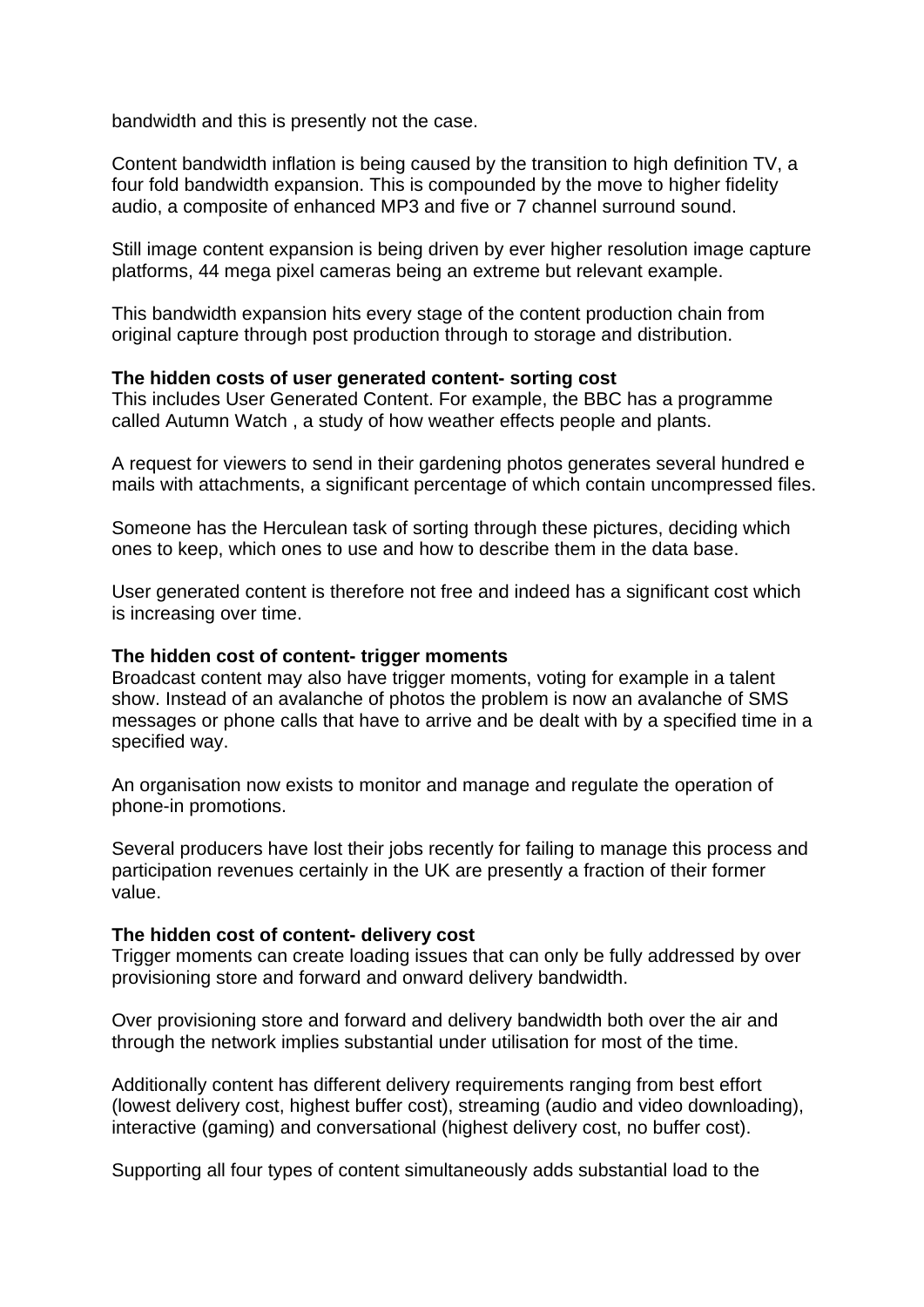bandwidth and this is presently not the case.

Content bandwidth inflation is being caused by the transition to high definition TV, a four fold bandwidth expansion. This is compounded by the move to higher fidelity audio, a composite of enhanced MP3 and five or 7 channel surround sound.

Still image content expansion is being driven by ever higher resolution image capture platforms, 44 mega pixel cameras being an extreme but relevant example.

This bandwidth expansion hits every stage of the content production chain from original capture through post production through to storage and distribution.

**The hidden costs of user generated content- sorting cost**
This includes User Generated Content. For example, the BBC has a programme called Autumn Watch , a study of how weather effects people and plants.

A request for viewers to send in their gardening photos generates several hundred e mails with attachments, a significant percentage of which contain uncompressed files.

Someone has the Herculean task of sorting through these pictures, deciding which ones to keep, which ones to use and how to describe them in the data base.

User generated content is therefore not free and indeed has a significant cost which is increasing over time.

**The hidden cost of content- trigger moments**
Broadcast content may also have trigger moments, voting for example in a talent show. Instead of an avalanche of photos the problem is now an avalanche of SMS messages or phone calls that have to arrive and be dealt with by a specified time in a specified way.

An organisation now exists to monitor and manage and regulate the operation of phone-in promotions.

Several producers have lost their jobs recently for failing to manage this process and participation revenues certainly in the UK are presently a fraction of their former value.

**The hidden cost of content- delivery cost**
Trigger moments can create loading issues that can only be fully addressed by over provisioning store and forward and onward delivery bandwidth.

Over provisioning store and forward and delivery bandwidth both over the air and through the network implies substantial under utilisation for most of the time.

Additionally content has different delivery requirements ranging from best effort (lowest delivery cost, highest buffer cost), streaming (audio and video downloading), interactive (gaming) and conversational (highest delivery cost, no buffer cost).

Supporting all four types of content simultaneously adds substantial load to the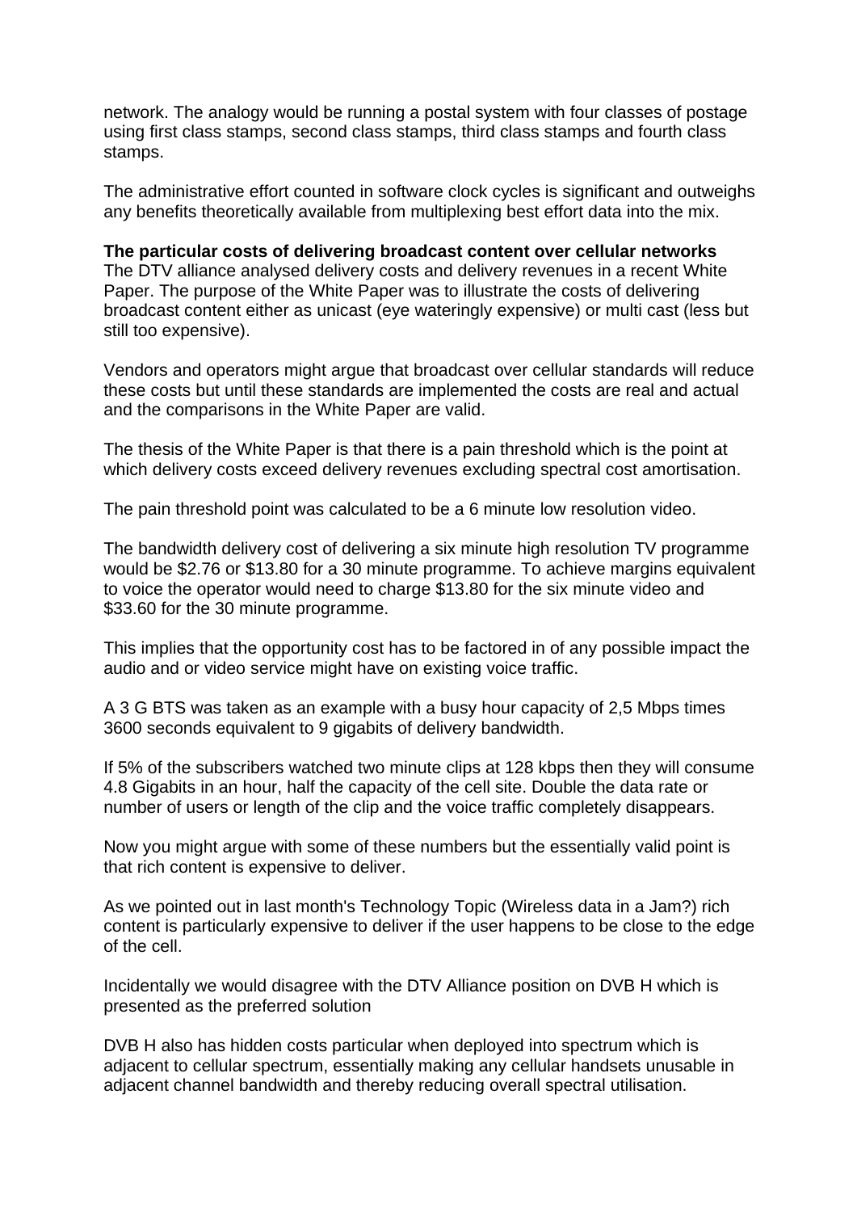network. The analogy would be running a postal system with four classes of postage using first class stamps, second class stamps, third class stamps and fourth class stamps.

The administrative effort counted in software clock cycles is significant and outweighs any benefits theoretically available from multiplexing best effort data into the mix.

**The particular costs of delivering broadcast content over cellular networks**
The DTV alliance analysed delivery costs and delivery revenues in a recent White Paper. The purpose of the White Paper was to illustrate the costs of delivering broadcast content either as unicast (eye wateringly expensive) or multi cast (less but still too expensive).

Vendors and operators might argue that broadcast over cellular standards will reduce these costs but until these standards are implemented the costs are real and actual and the comparisons in the White Paper are valid.

The thesis of the White Paper is that there is a pain threshold which is the point at which delivery costs exceed delivery revenues excluding spectral cost amortisation.

The pain threshold point was calculated to be a 6 minute low resolution video.

The bandwidth delivery cost of delivering a six minute high resolution TV programme would be $2.76 or $13.80 for a 30 minute programme. To achieve margins equivalent to voice the operator would need to charge $13.80 for the six minute video and $33.60 for the 30 minute programme.

This implies that the opportunity cost has to be factored in of any possible impact the audio and or video service might have on existing voice traffic.

A 3 G BTS was taken as an example with a busy hour capacity of 2,5 Mbps times 3600 seconds equivalent to 9 gigabits of delivery bandwidth.

If 5% of the subscribers watched two minute clips at 128 kbps then they will consume 4.8 Gigabits in an hour, half the capacity of the cell site. Double the data rate or number of users or length of the clip and the voice traffic completely disappears.

Now you might argue with some of these numbers but the essentially valid point is that rich content is expensive to deliver.

As we pointed out in last month's Technology Topic (Wireless data in a Jam?) rich content is particularly expensive to deliver if the user happens to be close to the edge of the cell.

Incidentally we would disagree with the DTV Alliance position on DVB H which is presented as the preferred solution

DVB H also has hidden costs particular when deployed into spectrum which is adjacent to cellular spectrum, essentially making any cellular handsets unusable in adjacent channel bandwidth and thereby reducing overall spectral utilisation.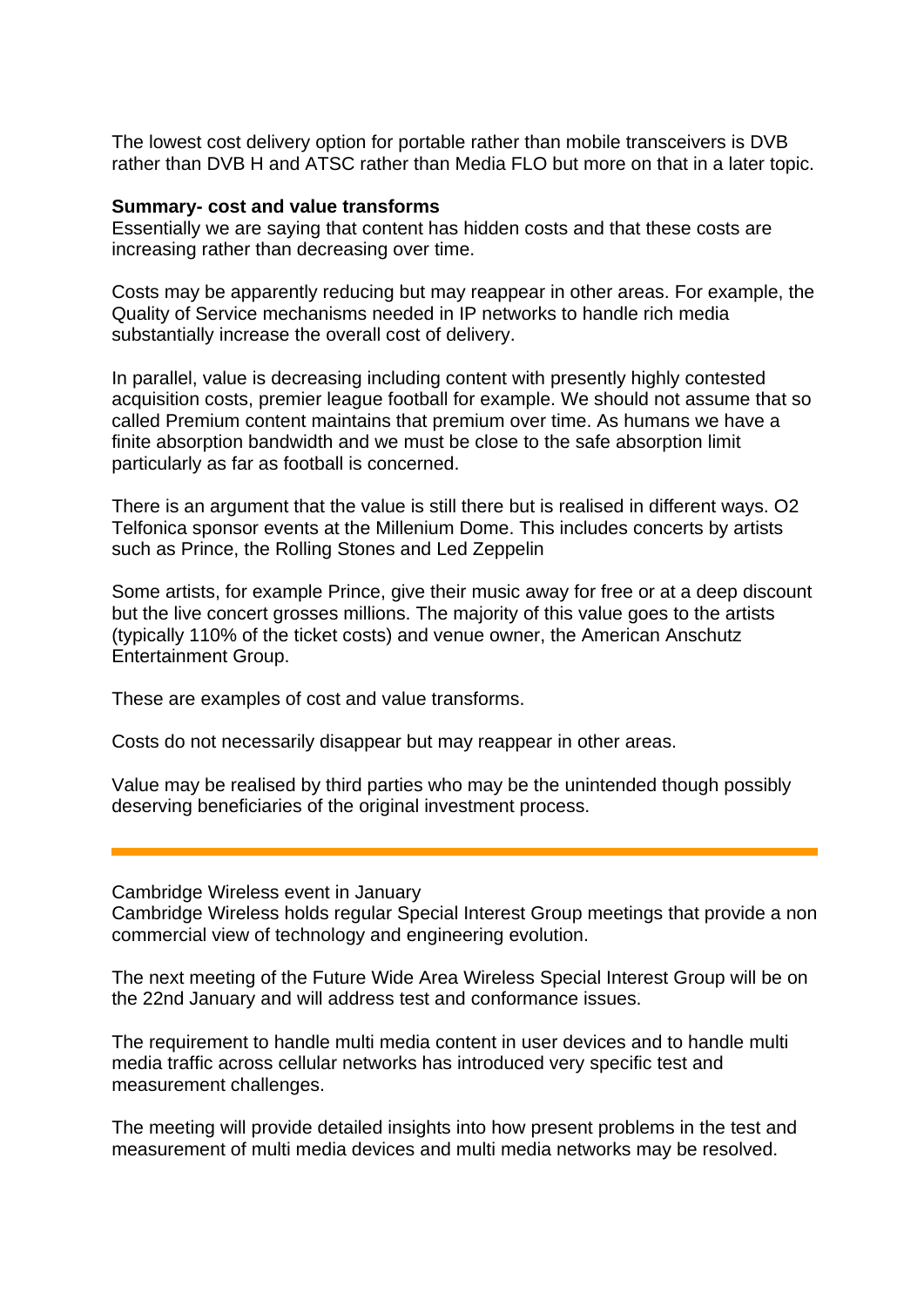The lowest cost delivery option for portable rather than mobile transceivers is DVB rather than DVB H and ATSC rather than Media FLO but more on that in a later topic.

**Summary- cost and value transforms**

Essentially we are saying that content has hidden costs and that these costs are increasing rather than decreasing over time.

Costs may be apparently reducing but may reappear in other areas. For example, the Quality of Service mechanisms needed in IP networks to handle rich media substantially increase the overall cost of delivery.

In parallel, value is decreasing including content with presently highly contested acquisition costs, premier league football for example. We should not assume that so called Premium content maintains that premium over time. As humans we have a finite absorption bandwidth and we must be close to the safe absorption limit particularly as far as football is concerned.

There is an argument that the value is still there but is realised in different ways. O2 Telfonica sponsor events at the Millenium Dome. This includes concerts by artists such as Prince, the Rolling Stones and Led Zeppelin

Some artists, for example Prince, give their music away for free or at a deep discount but the live concert grosses millions. The majority of this value goes to the artists (typically 110% of the ticket costs) and venue owner, the American Anschutz Entertainment Group.

These are examples of cost and value transforms.

Costs do not necessarily disappear but may reappear in other areas.

Value may be realised by third parties who may be the unintended though possibly deserving beneficiaries of the original investment process.

---

Cambridge Wireless event in January

Cambridge Wireless holds regular Special Interest Group meetings that provide a non commercial view of technology and engineering evolution.

The next meeting of the Future Wide Area Wireless Special Interest Group will be on the 22nd January and will address test and conformance issues.

The requirement to handle multi media content in user devices and to handle multi media traffic across cellular networks has introduced very specific test and measurement challenges.

The meeting will provide detailed insights into how present problems in the test and measurement of multi media devices and multi media networks may be resolved.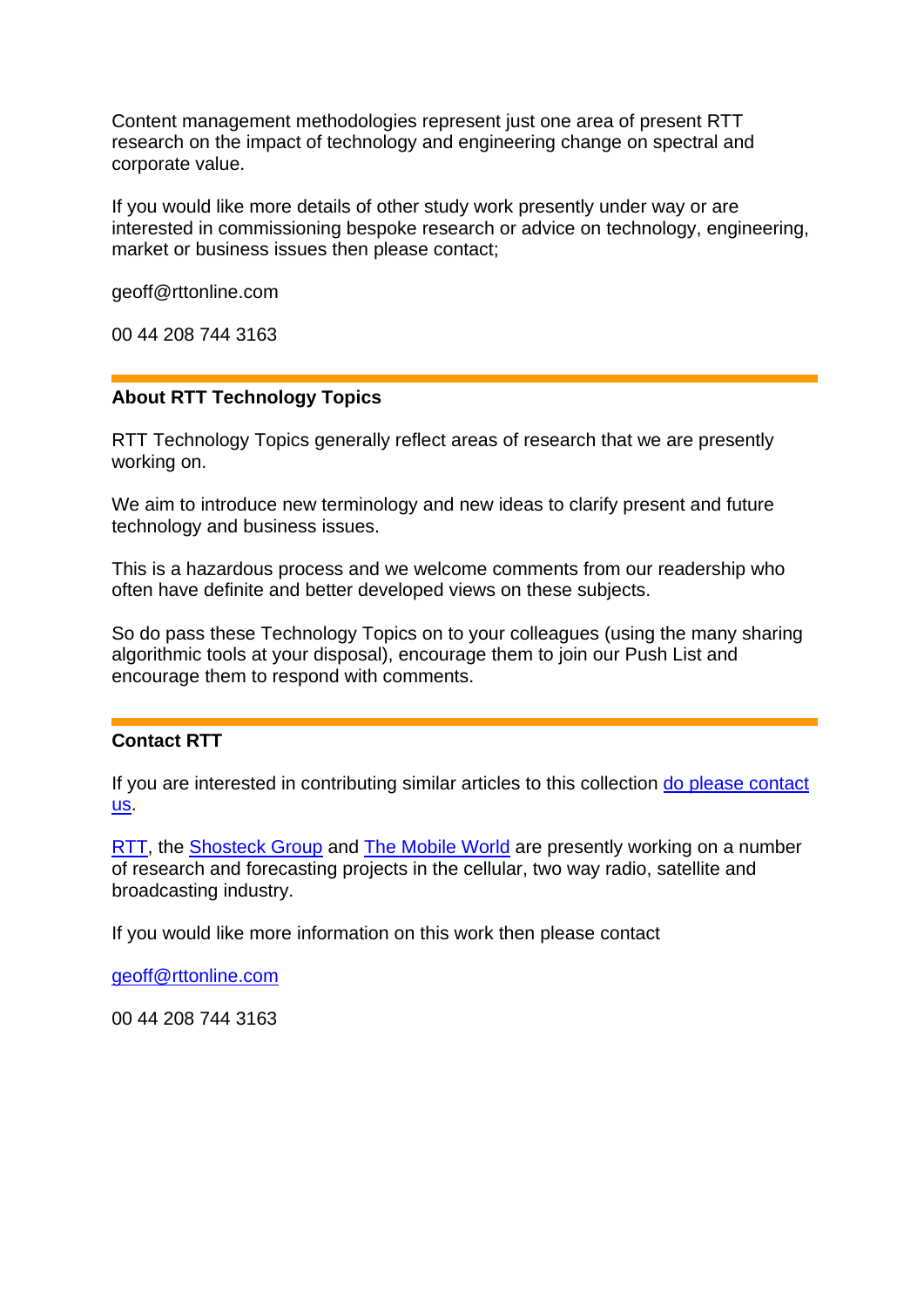Content management methodologies represent just one area of present RTT research on the impact of technology and engineering change on spectral and corporate value.

If you would like more details of other study work presently under way or are interested in commissioning bespoke research or advice on technology, engineering, market or business issues then please contact;

geoff@rttonline.com

00 44 208 744 3163

---

**About RTT Technology Topics**

RTT Technology Topics generally reflect areas of research that we are presently working on.

We aim to introduce new terminology and new ideas to clarify present and future technology and business issues.

This is a hazardous process and we welcome comments from our readership who often have definite and better developed views on these subjects.

So do pass these Technology Topics on to your colleagues (using the many sharing algorithmic tools at your disposal), encourage them to join our Push List and encourage them to respond with comments.

---

**Contact RTT**

If you are interested in contributing similar articles to this collection do please contact us.

RTT, the Shosteck Group and The Mobile World are presently working on a number of research and forecasting projects in the cellular, two way radio, satellite and broadcasting industry.

If you would like more information on this work then please contact

geoff@rttonline.com

00 44 208 744 3163